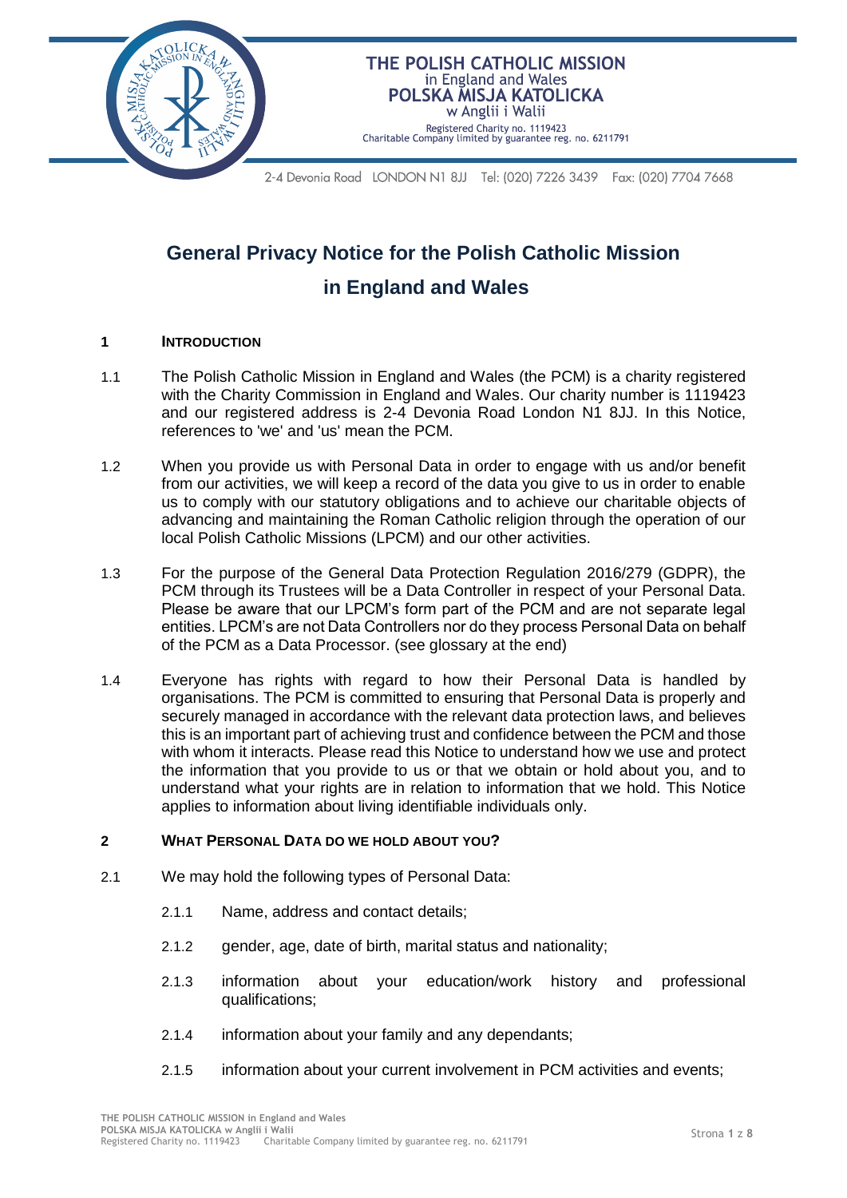THE POLISH CATHOLIC MISSION
in England and Wales
POLSKA MISJA KATOLICKA
w Anglii i Walii
Registered Charity no. 1119423
Charitable Company limited by guarantee reg. no. 6211791

2-4 Devonia Road LONDON N1 8JJ Tel: (020) 7226 3439 Fax: (020) 7704 7668

# General Privacy Notice for the Polish Catholic Mission in England and Wales

## 1 INTRODUCTION

1.1 The Polish Catholic Mission in England and Wales (the PCM) is a charity registered with the Charity Commission in England and Wales. Our charity number is 1119423 and our registered address is 2-4 Devonia Road London N1 8JJ. In this Notice, references to 'we' and 'us' mean the PCM.

1.2 When you provide us with Personal Data in order to engage with us and/or benefit from our activities, we will keep a record of the data you give to us in order to enable us to comply with our statutory obligations and to achieve our charitable objects of advancing and maintaining the Roman Catholic religion through the operation of our local Polish Catholic Missions (LPCM) and our other activities.

1.3 For the purpose of the General Data Protection Regulation 2016/279 (GDPR), the PCM through its Trustees will be a Data Controller in respect of your Personal Data. Please be aware that our LPCM's form part of the PCM and are not separate legal entities. LPCM's are not Data Controllers nor do they process Personal Data on behalf of the PCM as a Data Processor. (see glossary at the end)

1.4 Everyone has rights with regard to how their Personal Data is handled by organisations. The PCM is committed to ensuring that Personal Data is properly and securely managed in accordance with the relevant data protection laws, and believes this is an important part of achieving trust and confidence between the PCM and those with whom it interacts. Please read this Notice to understand how we use and protect the information that you provide to us or that we obtain or hold about you, and to understand what your rights are in relation to information that we hold. This Notice applies to information about living identifiable individuals only.

## 2 WHAT PERSONAL DATA DO WE HOLD ABOUT YOU?

2.1 We may hold the following types of Personal Data:

2.1.1 Name, address and contact details;

2.1.2 gender, age, date of birth, marital status and nationality;

2.1.3 information about your education/work history and professional qualifications;

2.1.4 information about your family and any dependants;

2.1.5 information about your current involvement in PCM activities and events;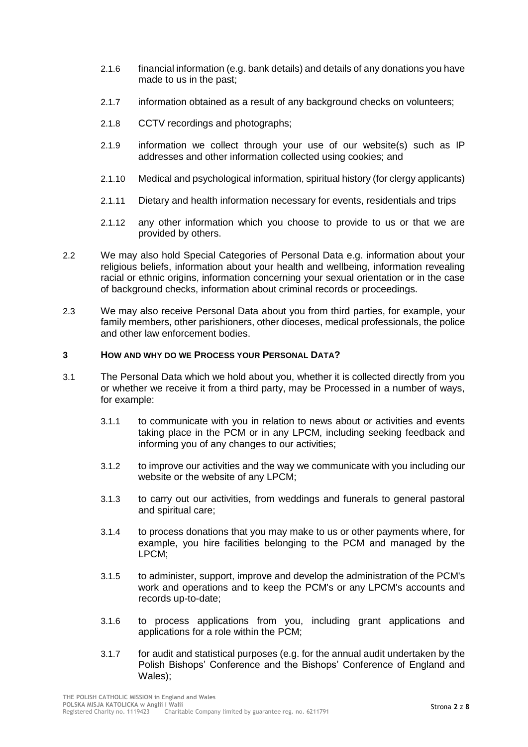2.1.6 financial information (e.g. bank details) and details of any donations you have made to us in the past;

2.1.7 information obtained as a result of any background checks on volunteers;

2.1.8 CCTV recordings and photographs;

2.1.9 information we collect through your use of our website(s) such as IP addresses and other information collected using cookies; and

2.1.10 Medical and psychological information, spiritual history (for clergy applicants)

2.1.11 Dietary and health information necessary for events, residentials and trips

2.1.12 any other information which you choose to provide to us or that we are provided by others.

2.2 We may also hold Special Categories of Personal Data e.g. information about your religious beliefs, information about your health and wellbeing, information revealing racial or ethnic origins, information concerning your sexual orientation or in the case of background checks, information about criminal records or proceedings.

2.3 We may also receive Personal Data about you from third parties, for example, your family members, other parishioners, other dioceses, medical professionals, the police and other law enforcement bodies.

## 3 HOW AND WHY DO WE PROCESS YOUR PERSONAL DATA?

3.1 The Personal Data which we hold about you, whether it is collected directly from you or whether we receive it from a third party, may be Processed in a number of ways, for example:

3.1.1 to communicate with you in relation to news about or activities and events taking place in the PCM or in any LPCM, including seeking feedback and informing you of any changes to our activities;

3.1.2 to improve our activities and the way we communicate with you including our website or the website of any LPCM;

3.1.3 to carry out our activities, from weddings and funerals to general pastoral and spiritual care;

3.1.4 to process donations that you may make to us or other payments where, for example, you hire facilities belonging to the PCM and managed by the LPCM;

3.1.5 to administer, support, improve and develop the administration of the PCM's work and operations and to keep the PCM's or any LPCM's accounts and records up-to-date;

3.1.6 to process applications from you, including grant applications and applications for a role within the PCM;

3.1.7 for audit and statistical purposes (e.g. for the annual audit undertaken by the Polish Bishops' Conference and the Bishops' Conference of England and Wales);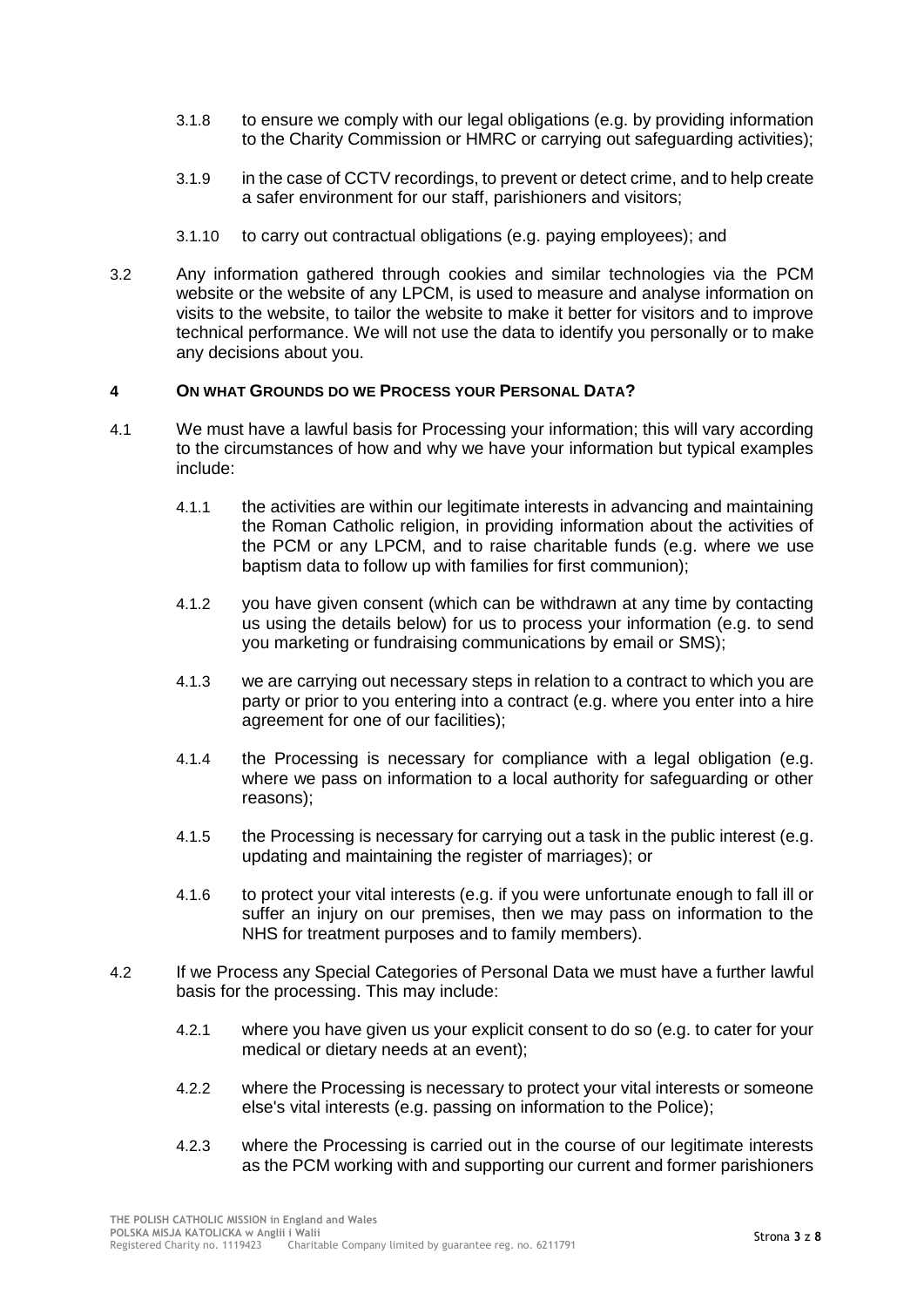3.1.8 to ensure we comply with our legal obligations (e.g. by providing information to the Charity Commission or HMRC or carrying out safeguarding activities);

3.1.9 in the case of CCTV recordings, to prevent or detect crime, and to help create a safer environment for our staff, parishioners and visitors;

3.1.10 to carry out contractual obligations (e.g. paying employees); and

3.2 Any information gathered through cookies and similar technologies via the PCM website or the website of any LPCM, is used to measure and analyse information on visits to the website, to tailor the website to make it better for visitors and to improve technical performance. We will not use the data to identify you personally or to make any decisions about you.

## 4 ON WHAT GROUNDS DO WE PROCESS YOUR PERSONAL DATA?

4.1 We must have a lawful basis for Processing your information; this will vary according to the circumstances of how and why we have your information but typical examples include:

4.1.1 the activities are within our legitimate interests in advancing and maintaining the Roman Catholic religion, in providing information about the activities of the PCM or any LPCM, and to raise charitable funds (e.g. where we use baptism data to follow up with families for first communion);

4.1.2 you have given consent (which can be withdrawn at any time by contacting us using the details below) for us to process your information (e.g. to send you marketing or fundraising communications by email or SMS);

4.1.3 we are carrying out necessary steps in relation to a contract to which you are party or prior to you entering into a contract (e.g. where you enter into a hire agreement for one of our facilities);

4.1.4 the Processing is necessary for compliance with a legal obligation (e.g. where we pass on information to a local authority for safeguarding or other reasons);

4.1.5 the Processing is necessary for carrying out a task in the public interest (e.g. updating and maintaining the register of marriages); or

4.1.6 to protect your vital interests (e.g. if you were unfortunate enough to fall ill or suffer an injury on our premises, then we may pass on information to the NHS for treatment purposes and to family members).

4.2 If we Process any Special Categories of Personal Data we must have a further lawful basis for the processing. This may include:

4.2.1 where you have given us your explicit consent to do so (e.g. to cater for your medical or dietary needs at an event);

4.2.2 where the Processing is necessary to protect your vital interests or someone else's vital interests (e.g. passing on information to the Police);

4.2.3 where the Processing is carried out in the course of our legitimate interests as the PCM working with and supporting our current and former parishioners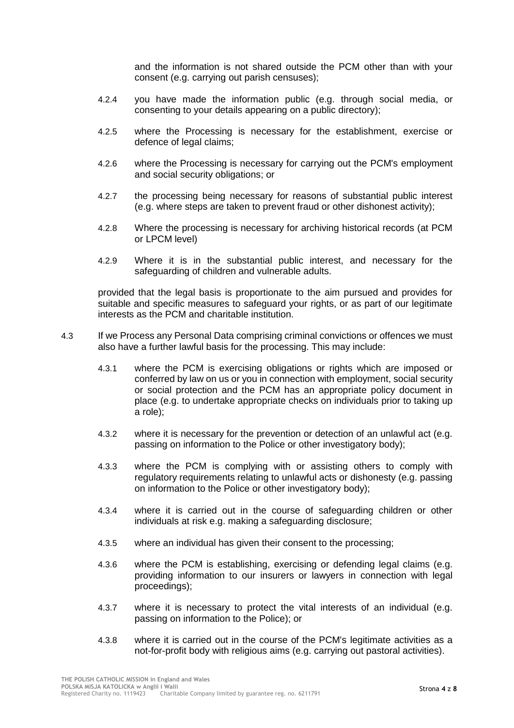and the information is not shared outside the PCM other than with your consent (e.g. carrying out parish censuses);

4.2.4 you have made the information public (e.g. through social media, or consenting to your details appearing on a public directory);

4.2.5 where the Processing is necessary for the establishment, exercise or defence of legal claims;

4.2.6 where the Processing is necessary for carrying out the PCM's employment and social security obligations; or

4.2.7 the processing being necessary for reasons of substantial public interest (e.g. where steps are taken to prevent fraud or other dishonest activity);

4.2.8 Where the processing is necessary for archiving historical records (at PCM or LPCM level)

4.2.9 Where it is in the substantial public interest, and necessary for the safeguarding of children and vulnerable adults.

provided that the legal basis is proportionate to the aim pursued and provides for suitable and specific measures to safeguard your rights, or as part of our legitimate interests as the PCM and charitable institution.

4.3 If we Process any Personal Data comprising criminal convictions or offences we must also have a further lawful basis for the processing. This may include:

4.3.1 where the PCM is exercising obligations or rights which are imposed or conferred by law on us or you in connection with employment, social security or social protection and the PCM has an appropriate policy document in place (e.g. to undertake appropriate checks on individuals prior to taking up a role);

4.3.2 where it is necessary for the prevention or detection of an unlawful act (e.g. passing on information to the Police or other investigatory body);

4.3.3 where the PCM is complying with or assisting others to comply with regulatory requirements relating to unlawful acts or dishonesty (e.g. passing on information to the Police or other investigatory body);

4.3.4 where it is carried out in the course of safeguarding children or other individuals at risk e.g. making a safeguarding disclosure;

4.3.5 where an individual has given their consent to the processing;

4.3.6 where the PCM is establishing, exercising or defending legal claims (e.g. providing information to our insurers or lawyers in connection with legal proceedings);

4.3.7 where it is necessary to protect the vital interests of an individual (e.g. passing on information to the Police); or

4.3.8 where it is carried out in the course of the PCM's legitimate activities as a not-for-profit body with religious aims (e.g. carrying out pastoral activities).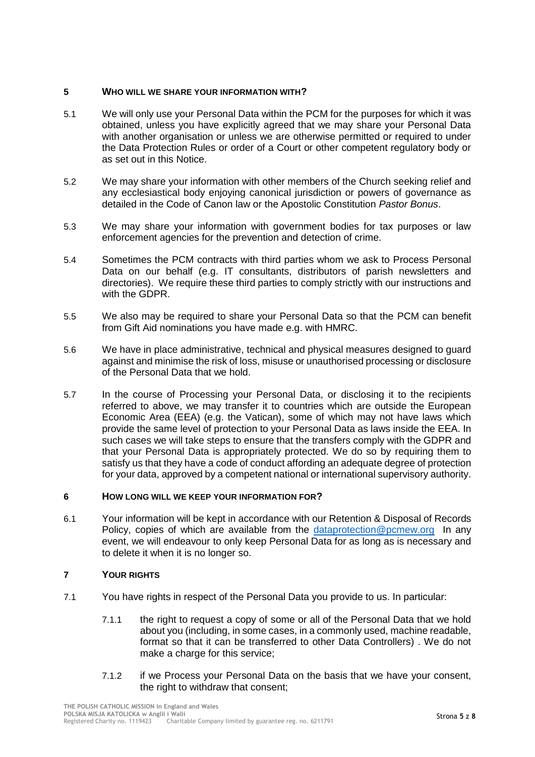## 5 WHO WILL WE SHARE YOUR INFORMATION WITH?

5.1 We will only use your Personal Data within the PCM for the purposes for which it was obtained, unless you have explicitly agreed that we may share your Personal Data with another organisation or unless we are otherwise permitted or required to under the Data Protection Rules or order of a Court or other competent regulatory body or as set out in this Notice.

5.2 We may share your information with other members of the Church seeking relief and any ecclesiastical body enjoying canonical jurisdiction or powers of governance as detailed in the Code of Canon law or the Apostolic Constitution *Pastor Bonus*.

5.3 We may share your information with government bodies for tax purposes or law enforcement agencies for the prevention and detection of crime.

5.4 Sometimes the PCM contracts with third parties whom we ask to Process Personal Data on our behalf (e.g. IT consultants, distributors of parish newsletters and directories). We require these third parties to comply strictly with our instructions and with the GDPR.

5.5 We also may be required to share your Personal Data so that the PCM can benefit from Gift Aid nominations you have made e.g. with HMRC.

5.6 We have in place administrative, technical and physical measures designed to guard against and minimise the risk of loss, misuse or unauthorised processing or disclosure of the Personal Data that we hold.

5.7 In the course of Processing your Personal Data, or disclosing it to the recipients referred to above, we may transfer it to countries which are outside the European Economic Area (EEA) (e.g. the Vatican), some of which may not have laws which provide the same level of protection to your Personal Data as laws inside the EEA. In such cases we will take steps to ensure that the transfers comply with the GDPR and that your Personal Data is appropriately protected. We do so by requiring them to satisfy us that they have a code of conduct affording an adequate degree of protection for your data, approved by a competent national or international supervisory authority.

## 6 HOW LONG WILL WE KEEP YOUR INFORMATION FOR?

6.1 Your information will be kept in accordance with our Retention & Disposal of Records Policy, copies of which are available from the dataprotection@pcmew.org In any event, we will endeavour to only keep Personal Data for as long as is necessary and to delete it when it is no longer so.

## 7 YOUR RIGHTS

7.1 You have rights in respect of the Personal Data you provide to us. In particular:

- 7.1.1 the right to request a copy of some or all of the Personal Data that we hold about you (including, in some cases, in a commonly used, machine readable, format so that it can be transferred to other Data Controllers) . We do not make a charge for this service;

- 7.1.2 if we Process your Personal Data on the basis that we have your consent, the right to withdraw that consent;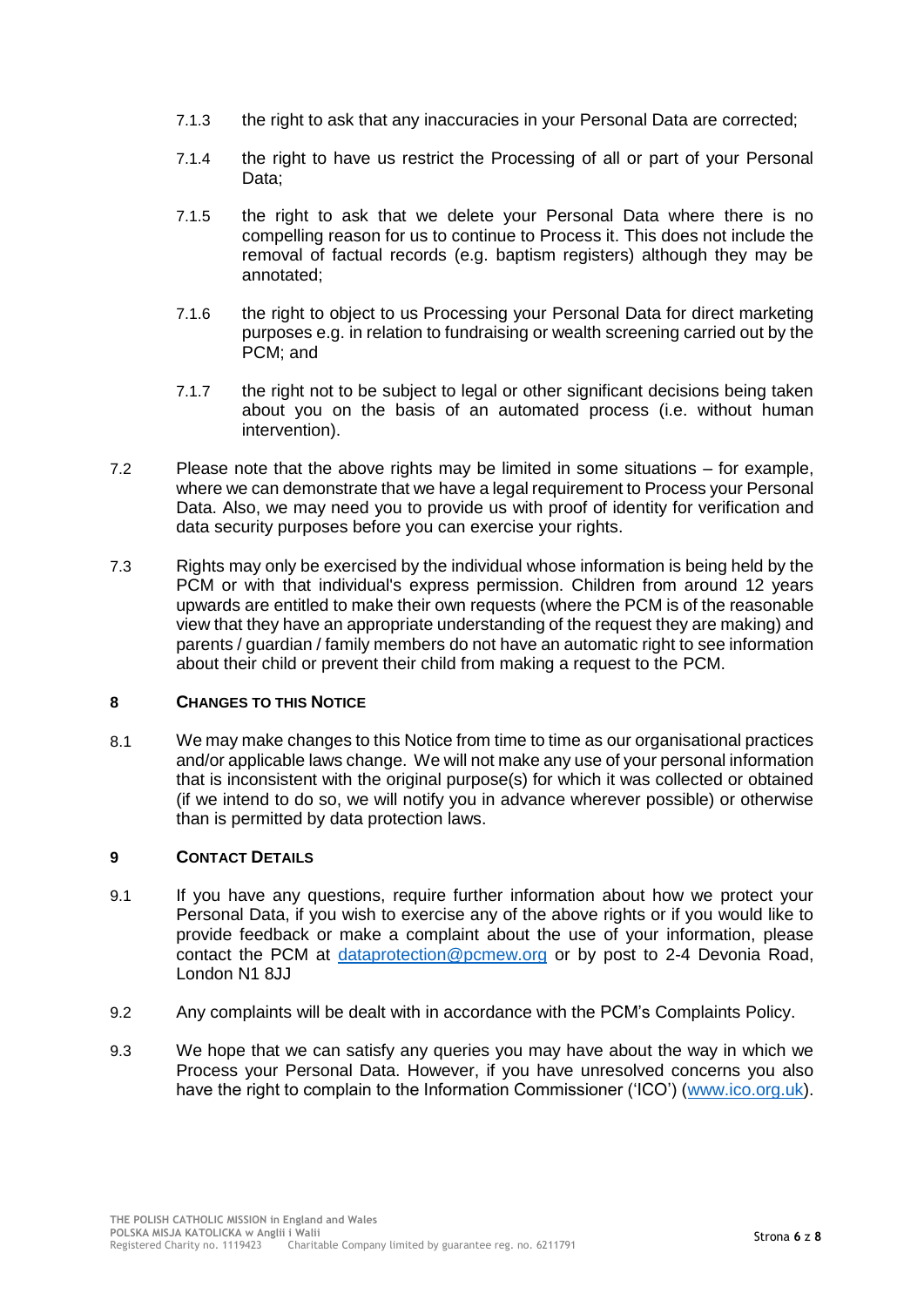7.1.3 the right to ask that any inaccuracies in your Personal Data are corrected;

7.1.4 the right to have us restrict the Processing of all or part of your Personal Data;

7.1.5 the right to ask that we delete your Personal Data where there is no compelling reason for us to continue to Process it. This does not include the removal of factual records (e.g. baptism registers) although they may be annotated;

7.1.6 the right to object to us Processing your Personal Data for direct marketing purposes e.g. in relation to fundraising or wealth screening carried out by the PCM; and

7.1.7 the right not to be subject to legal or other significant decisions being taken about you on the basis of an automated process (i.e. without human intervention).

7.2 Please note that the above rights may be limited in some situations – for example, where we can demonstrate that we have a legal requirement to Process your Personal Data. Also, we may need you to provide us with proof of identity for verification and data security purposes before you can exercise your rights.

7.3 Rights may only be exercised by the individual whose information is being held by the PCM or with that individual's express permission. Children from around 12 years upwards are entitled to make their own requests (where the PCM is of the reasonable view that they have an appropriate understanding of the request they are making) and parents / guardian / family members do not have an automatic right to see information about their child or prevent their child from making a request to the PCM.

## 8 CHANGES TO THIS NOTICE

8.1 We may make changes to this Notice from time to time as our organisational practices and/or applicable laws change. We will not make any use of your personal information that is inconsistent with the original purpose(s) for which it was collected or obtained (if we intend to do so, we will notify you in advance wherever possible) or otherwise than is permitted by data protection laws.

## 9 CONTACT DETAILS

9.1 If you have any questions, require further information about how we protect your Personal Data, if you wish to exercise any of the above rights or if you would like to provide feedback or make a complaint about the use of your information, please contact the PCM at dataprotection@pcmew.org or by post to 2-4 Devonia Road, London N1 8JJ

9.2 Any complaints will be dealt with in accordance with the PCM's Complaints Policy.

9.3 We hope that we can satisfy any queries you may have about the way in which we Process your Personal Data. However, if you have unresolved concerns you also have the right to complain to the Information Commissioner ('ICO') (www.ico.org.uk).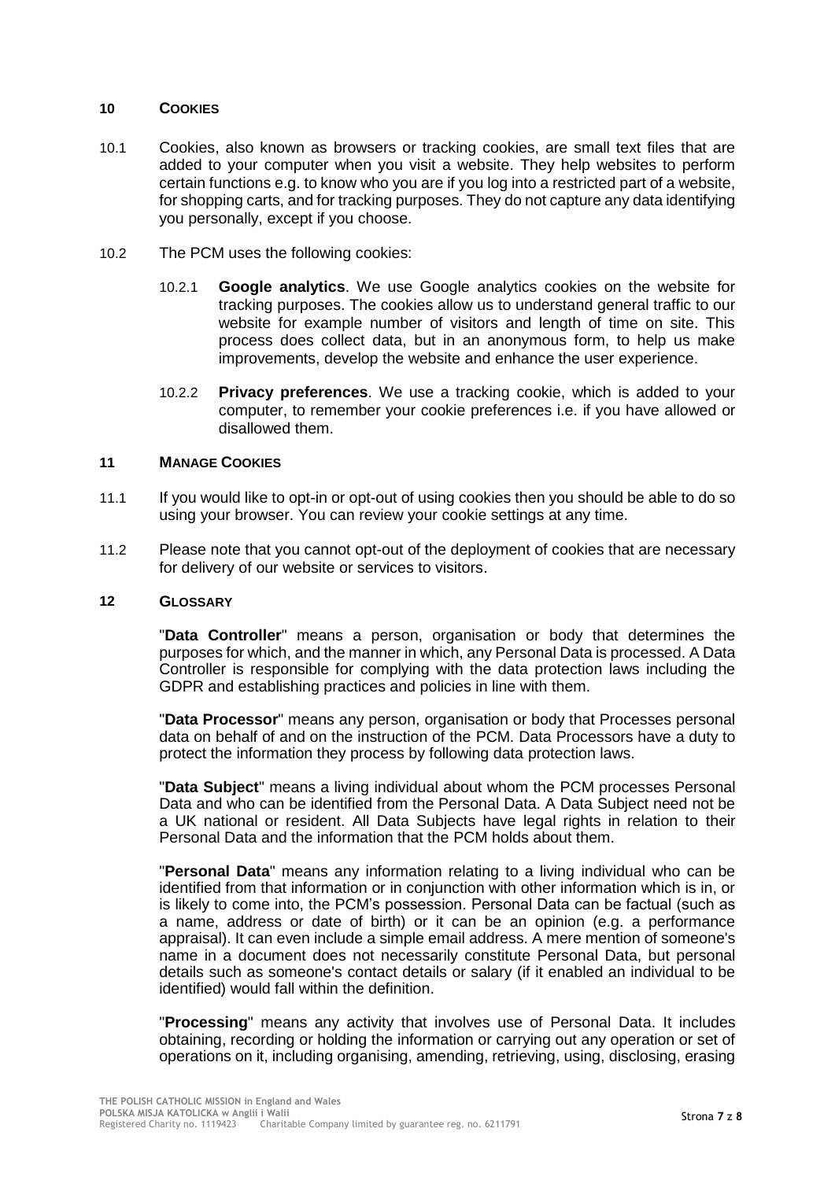## 10 COOKIES

10.1 Cookies, also known as browsers or tracking cookies, are small text files that are added to your computer when you visit a website. They help websites to perform certain functions e.g. to know who you are if you log into a restricted part of a website, for shopping carts, and for tracking purposes. They do not capture any data identifying you personally, except if you choose.

10.2 The PCM uses the following cookies:

10.2.1 **Google analytics**. We use Google analytics cookies on the website for tracking purposes. The cookies allow us to understand general traffic to our website for example number of visitors and length of time on site. This process does collect data, but in an anonymous form, to help us make improvements, develop the website and enhance the user experience.

10.2.2 **Privacy preferences**. We use a tracking cookie, which is added to your computer, to remember your cookie preferences i.e. if you have allowed or disallowed them.

## 11 MANAGE COOKIES

11.1 If you would like to opt-in or opt-out of using cookies then you should be able to do so using your browser. You can review your cookie settings at any time.

11.2 Please note that you cannot opt-out of the deployment of cookies that are necessary for delivery of our website or services to visitors.

## 12 GLOSSARY

"**Data Controller**" means a person, organisation or body that determines the purposes for which, and the manner in which, any Personal Data is processed. A Data Controller is responsible for complying with the data protection laws including the GDPR and establishing practices and policies in line with them.

"**Data Processor**" means any person, organisation or body that Processes personal data on behalf of and on the instruction of the PCM. Data Processors have a duty to protect the information they process by following data protection laws.

"**Data Subject**" means a living individual about whom the PCM processes Personal Data and who can be identified from the Personal Data. A Data Subject need not be a UK national or resident. All Data Subjects have legal rights in relation to their Personal Data and the information that the PCM holds about them.

"**Personal Data**" means any information relating to a living individual who can be identified from that information or in conjunction with other information which is in, or is likely to come into, the PCM's possession. Personal Data can be factual (such as a name, address or date of birth) or it can be an opinion (e.g. a performance appraisal). It can even include a simple email address. A mere mention of someone's name in a document does not necessarily constitute Personal Data, but personal details such as someone's contact details or salary (if it enabled an individual to be identified) would fall within the definition.

"**Processing**" means any activity that involves use of Personal Data. It includes obtaining, recording or holding the information or carrying out any operation or set of operations on it, including organising, amending, retrieving, using, disclosing, erasing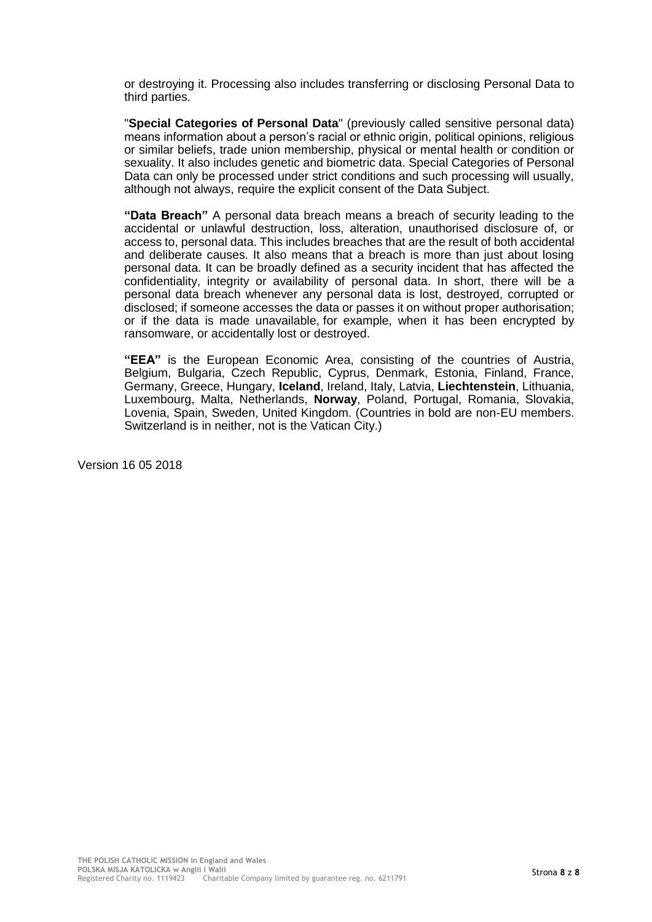or destroying it. Processing also includes transferring or disclosing Personal Data to third parties.

"**Special Categories of Personal Data**" (previously called sensitive personal data) means information about a person's racial or ethnic origin, political opinions, religious or similar beliefs, trade union membership, physical or mental health or condition or sexuality. It also includes genetic and biometric data. Special Categories of Personal Data can only be processed under strict conditions and such processing will usually, although not always, require the explicit consent of the Data Subject.

**"Data Breach"** A personal data breach means a breach of security leading to the accidental or unlawful destruction, loss, alteration, unauthorised disclosure of, or access to, personal data. This includes breaches that are the result of both accidental and deliberate causes. It also means that a breach is more than just about losing personal data. It can be broadly defined as a security incident that has affected the confidentiality, integrity or availability of personal data. In short, there will be a personal data breach whenever any personal data is lost, destroyed, corrupted or disclosed; if someone accesses the data or passes it on without proper authorisation; or if the data is made unavailable, for example, when it has been encrypted by ransomware, or accidentally lost or destroyed.

**"EEA"** is the European Economic Area, consisting of the countries of Austria, Belgium, Bulgaria, Czech Republic, Cyprus, Denmark, Estonia, Finland, France, Germany, Greece, Hungary, **Iceland**, Ireland, Italy, Latvia, **Liechtenstein**, Lithuania, Luxembourg, Malta, Netherlands, **Norway**, Poland, Portugal, Romania, Slovakia, Lovenia, Spain, Sweden, United Kingdom. (Countries in bold are non-EU members. Switzerland is in neither, not is the Vatican City.)

Version 16 05 2018

THE POLISH CATHOLIC MISSION in England and Wales
POLSKA MISJA KATOLICKA w Anglii i Walii
Registered Charity no. 1119423 Charitable Company limited by guarantee reg. no. 6211791